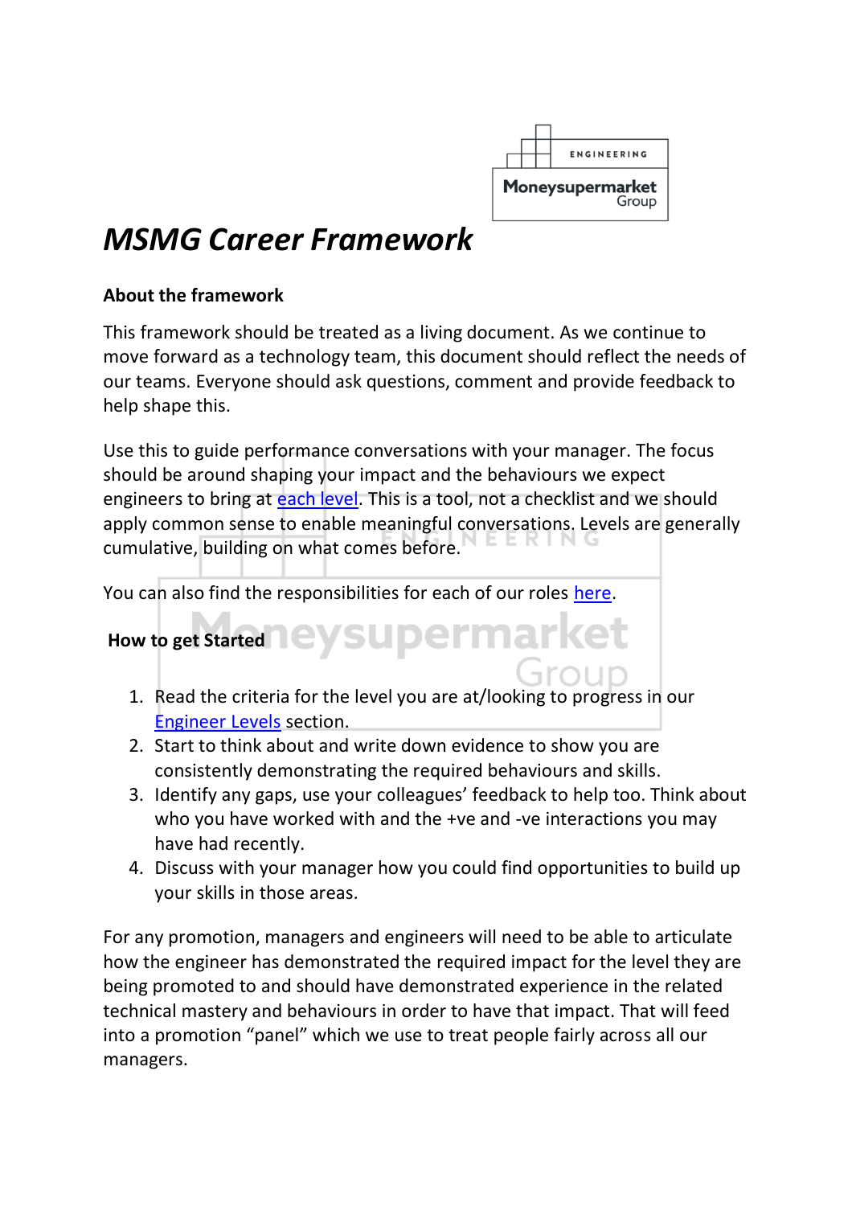# *MSMG Career Framework*

**About the framework**

This framework should be treated as a living document. As we continue to move forward as a technology team, this document should reflect the needs of our teams. Everyone should ask questions, comment and provide feedback to help shape this.

Use this to guide performance conversations with your manager. The focus should be around shaping your impact and the behaviours we expect engineers to bring at [each level](). This is a tool, not a checklist and we should apply common sense to enable meaningful conversations. Levels are generally cumulative, building on what comes before.

You can also find the responsibilities for each of our roles [here]().

**How to get Started**

1. Read the criteria for the level you are at/looking to progress in our [Engineer Levels]() section.
2. Start to think about and write down evidence to show you are consistently demonstrating the required behaviours and skills.
3. Identify any gaps, use your colleagues' feedback to help too. Think about who you have worked with and the +ve and -ve interactions you may have had recently.
4. Discuss with your manager how you could find opportunities to build up your skills in those areas.

For any promotion, managers and engineers will need to be able to articulate how the engineer has demonstrated the required impact for the level they are being promoted to and should have demonstrated experience in the related technical mastery and behaviours in order to have that impact. That will feed into a promotion "panel" which we use to treat people fairly across all our managers.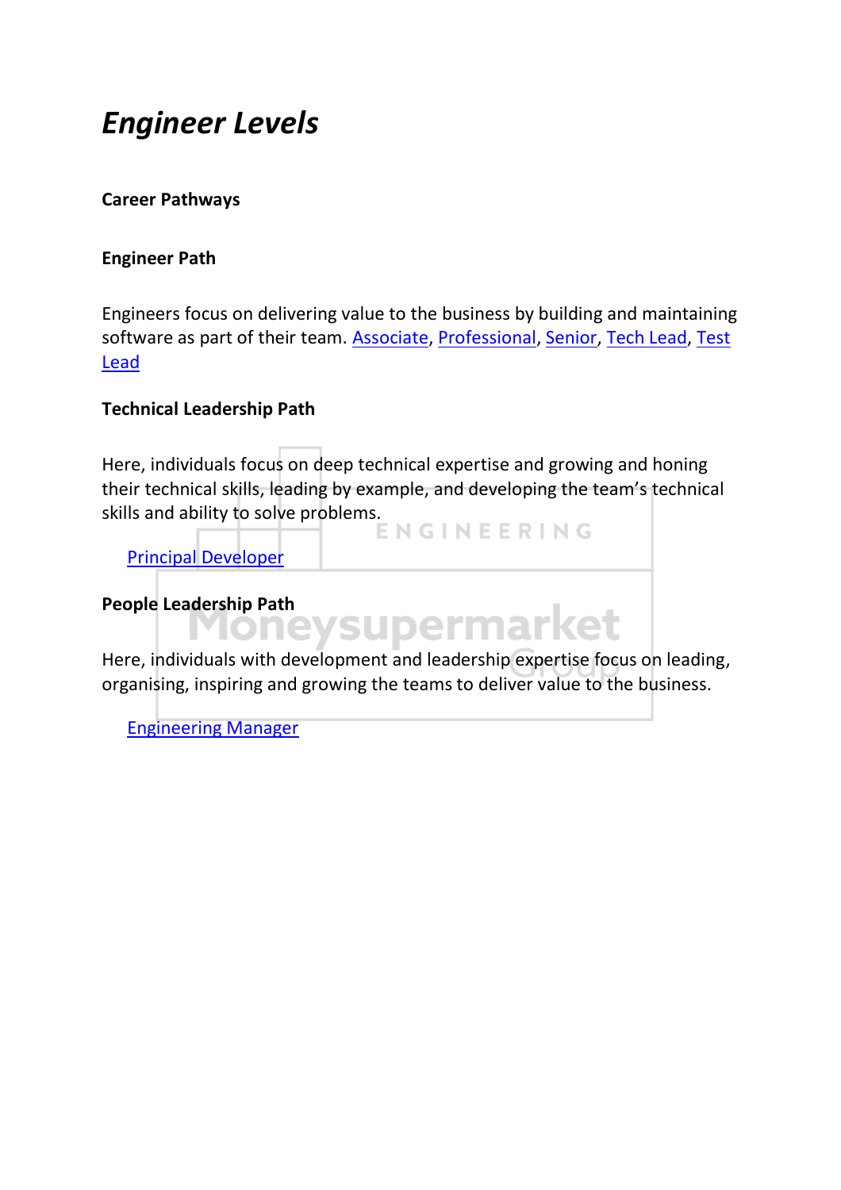# *Engineer Levels*

**Career Pathways**

**Engineer Path**

Engineers focus on delivering value to the business by building and maintaining software as part of their team. Associate, Professional, Senior, Tech Lead, Test Lead

**Technical Leadership Path**

Here, individuals focus on deep technical expertise and growing and honing their technical skills, leading by example, and developing the team's technical skills and ability to solve problems.

Principal Developer

**People Leadership Path**

Here, individuals with development and leadership expertise focus on leading, organising, inspiring and growing the teams to deliver value to the business.

Engineering Manager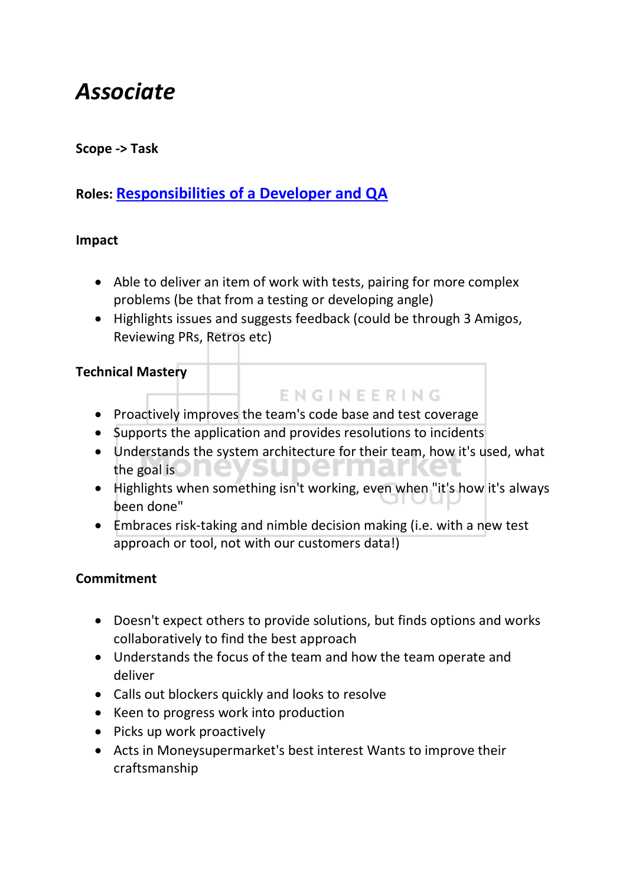# *Associate*

**Scope -> Task**

**Roles: Responsibilities of a Developer and QA**

**Impact**

- Able to deliver an item of work with tests, pairing for more complex problems (be that from a testing or developing angle)
- Highlights issues and suggests feedback (could be through 3 Amigos, Reviewing PRs, Retros etc)

**Technical Mastery**

- Proactively improves the team's code base and test coverage
- Supports the application and provides resolutions to incidents
- Understands the system architecture for their team, how it's used, what the goal is
- Highlights when something isn't working, even when "it's how it's always been done"
- Embraces risk-taking and nimble decision making (i.e. with a new test approach or tool, not with our customers data!)

**Commitment**

- Doesn't expect others to provide solutions, but finds options and works collaboratively to find the best approach
- Understands the focus of the team and how the team operate and deliver
- Calls out blockers quickly and looks to resolve
- Keen to progress work into production
- Picks up work proactively
- Acts in Moneysupermarket's best interest Wants to improve their craftsmanship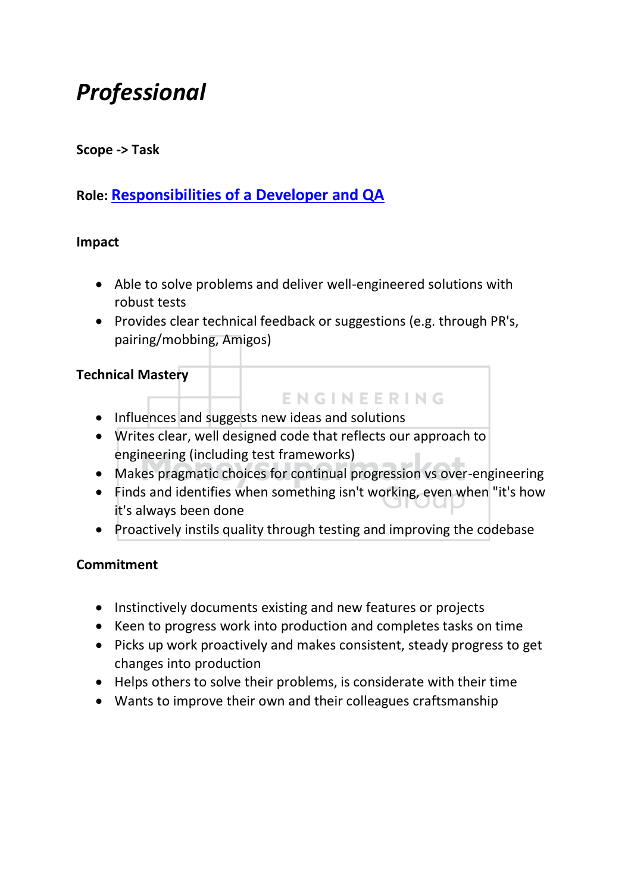# *Professional*

**Scope -> Task**

**Role: [Responsibilities of a Developer and QA]**

**Impact**

- Able to solve problems and deliver well-engineered solutions with robust tests
- Provides clear technical feedback or suggestions (e.g. through PR's, pairing/mobbing, Amigos)

**Technical Mastery**

- Influences and suggests new ideas and solutions
- Writes clear, well designed code that reflects our approach to engineering (including test frameworks)
- Makes pragmatic choices for continual progression vs over-engineering
- Finds and identifies when something isn't working, even when "it's how it's always been done
- Proactively instils quality through testing and improving the codebase

**Commitment**

- Instinctively documents existing and new features or projects
- Keen to progress work into production and completes tasks on time
- Picks up work proactively and makes consistent, steady progress to get changes into production
- Helps others to solve their problems, is considerate with their time
- Wants to improve their own and their colleagues craftsmanship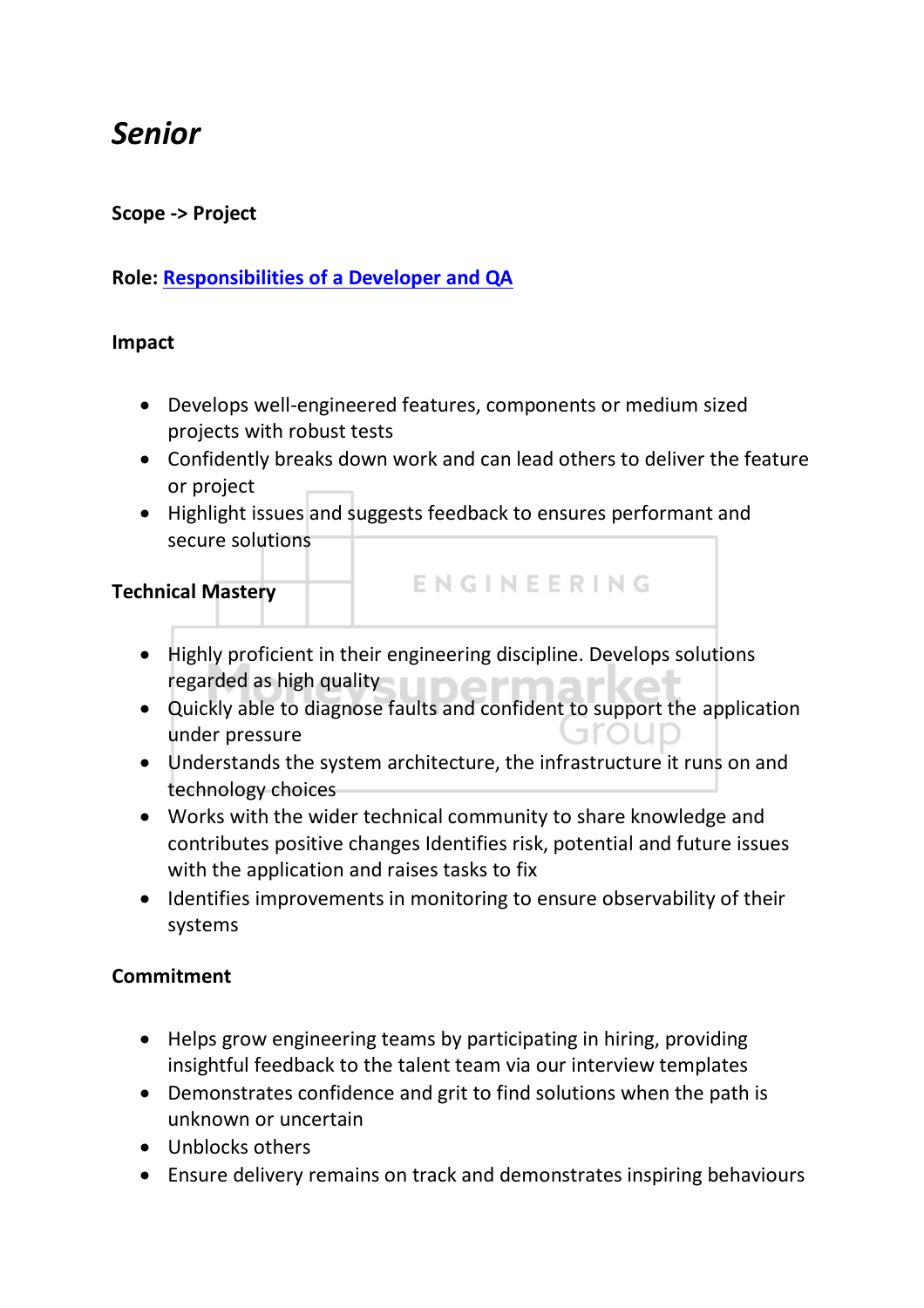# *Senior*

**Scope -> Project**

**Role: Responsibilities of a Developer and QA**

**Impact**

- Develops well-engineered features, components or medium sized projects with robust tests
- Confidently breaks down work and can lead others to deliver the feature or project
- Highlight issues and suggests feedback to ensures performant and secure solutions

**Technical Mastery**

- Highly proficient in their engineering discipline. Develops solutions regarded as high quality
- Quickly able to diagnose faults and confident to support the application under pressure
- Understands the system architecture, the infrastructure it runs on and technology choices
- Works with the wider technical community to share knowledge and contributes positive changes Identifies risk, potential and future issues with the application and raises tasks to fix
- Identifies improvements in monitoring to ensure observability of their systems

**Commitment**

- Helps grow engineering teams by participating in hiring, providing insightful feedback to the talent team via our interview templates
- Demonstrates confidence and grit to find solutions when the path is unknown or uncertain
- Unblocks others
- Ensure delivery remains on track and demonstrates inspiring behaviours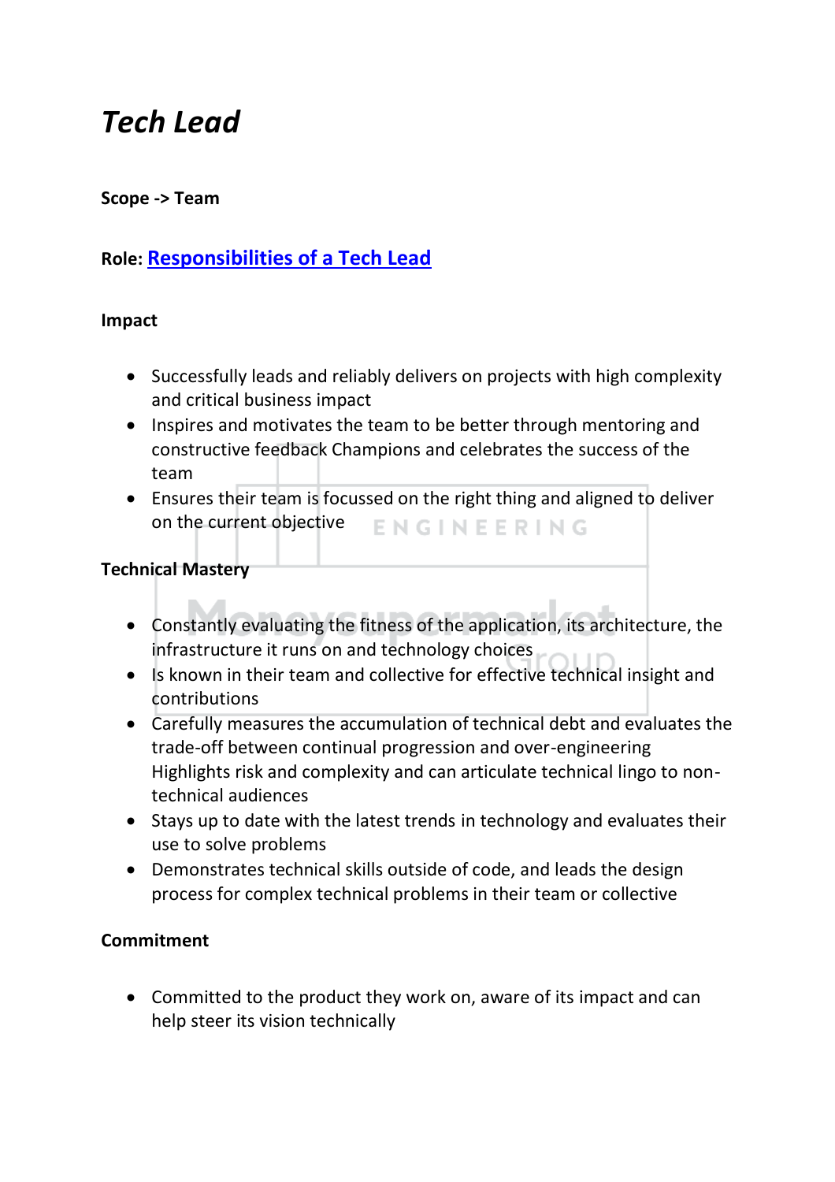# *Tech Lead*

**Scope -> Team**

**Role: [Responsibilities of a Tech Lead]()**

**Impact**

- Successfully leads and reliably delivers on projects with high complexity and critical business impact
- Inspires and motivates the team to be better through mentoring and constructive feedback Champions and celebrates the success of the team
- Ensures their team is focussed on the right thing and aligned to deliver on the current objective

**Technical Mastery**

- Constantly evaluating the fitness of the application, its architecture, the infrastructure it runs on and technology choices
- Is known in their team and collective for effective technical insight and contributions
- Carefully measures the accumulation of technical debt and evaluates the trade-off between continual progression and over-engineering Highlights risk and complexity and can articulate technical lingo to non-technical audiences
- Stays up to date with the latest trends in technology and evaluates their use to solve problems
- Demonstrates technical skills outside of code, and leads the design process for complex technical problems in their team or collective

**Commitment**

- Committed to the product they work on, aware of its impact and can help steer its vision technically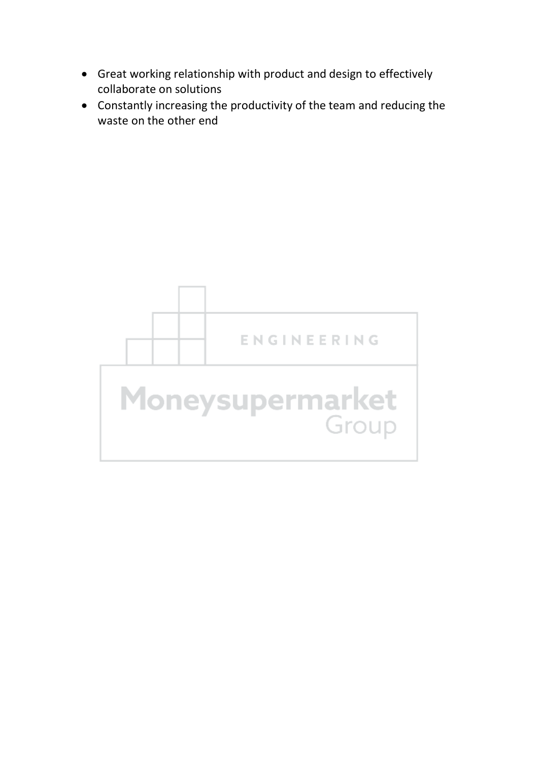- Great working relationship with product and design to effectively collaborate on solutions
- Constantly increasing the productivity of the team and reducing the waste on the other end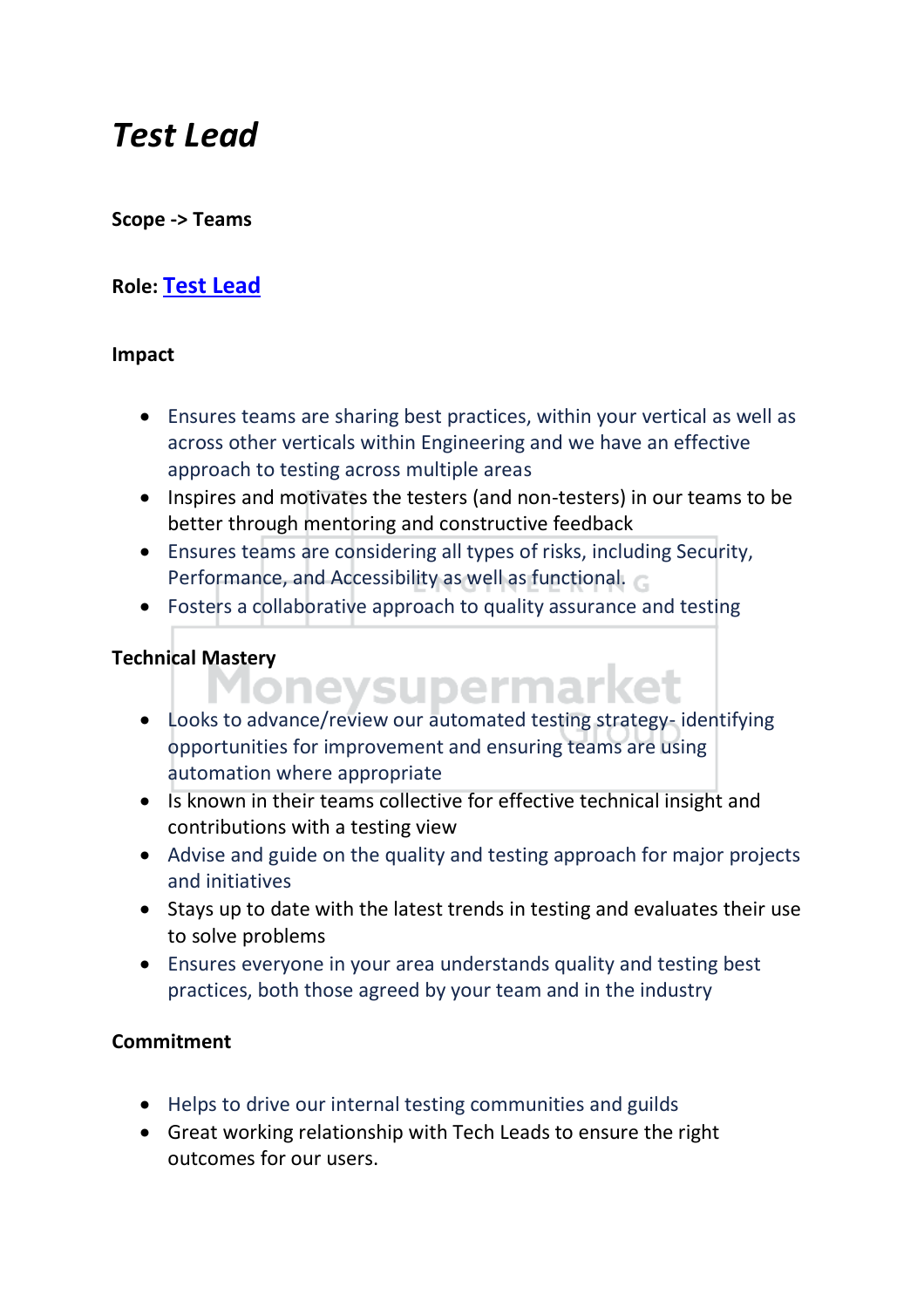# *Test Lead*

**Scope -> Teams**

**Role: Test Lead**

**Impact**

- Ensures teams are sharing best practices, within your vertical as well as across other verticals within Engineering and we have an effective approach to testing across multiple areas
- Inspires and motivates the testers (and non-testers) in our teams to be better through mentoring and constructive feedback
- Ensures teams are considering all types of risks, including Security, Performance, and Accessibility as well as functional.
- Fosters a collaborative approach to quality assurance and testing

**Technical Mastery**

- Looks to advance/review our automated testing strategy- identifying opportunities for improvement and ensuring teams are using automation where appropriate
- Is known in their teams collective for effective technical insight and contributions with a testing view
- Advise and guide on the quality and testing approach for major projects and initiatives
- Stays up to date with the latest trends in testing and evaluates their use to solve problems
- Ensures everyone in your area understands quality and testing best practices, both those agreed by your team and in the industry

**Commitment**

- Helps to drive our internal testing communities and guilds
- Great working relationship with Tech Leads to ensure the right outcomes for our users.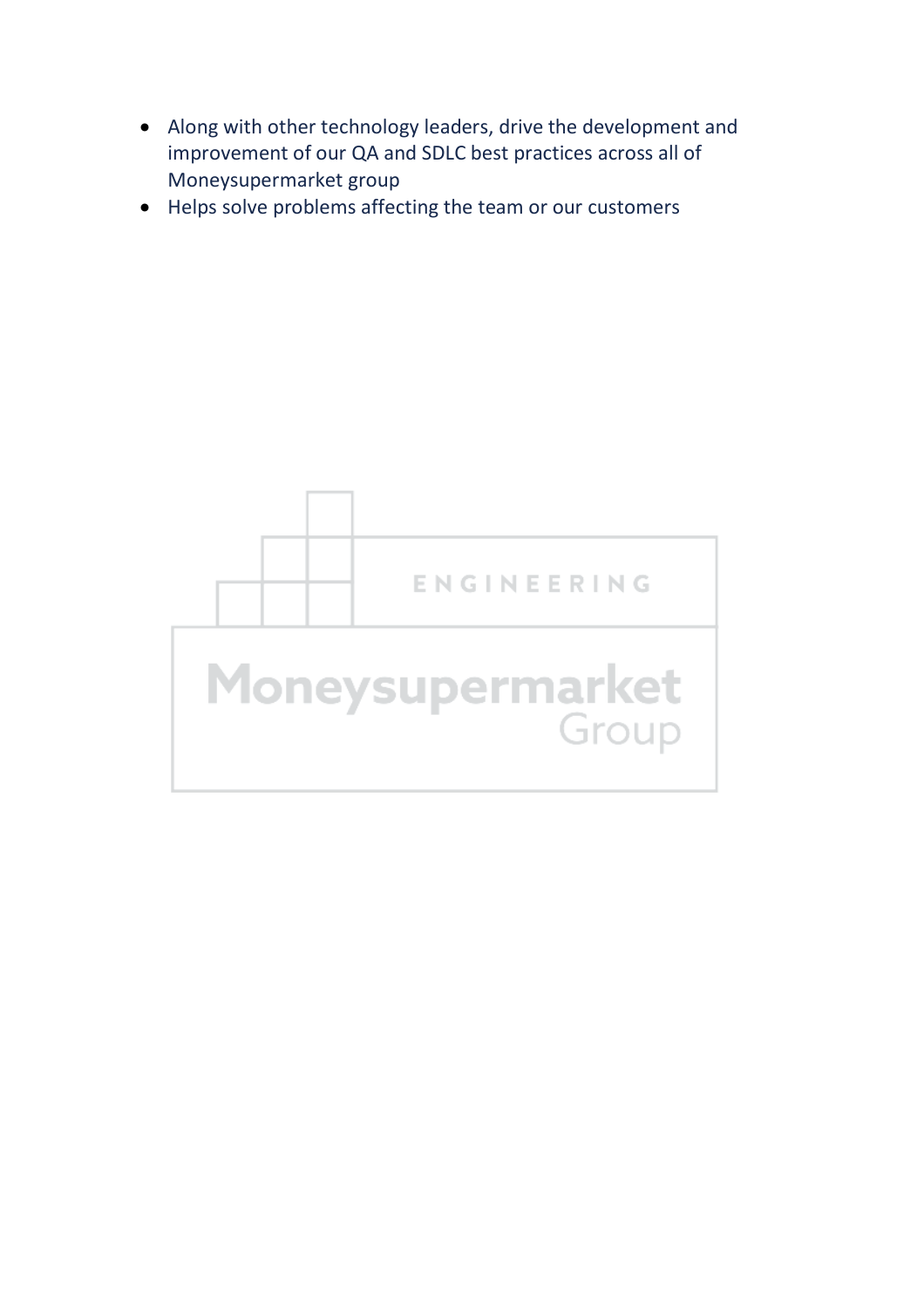- Along with other technology leaders, drive the development and improvement of our QA and SDLC best practices across all of Moneysupermarket group
- Helps solve problems affecting the team or our customers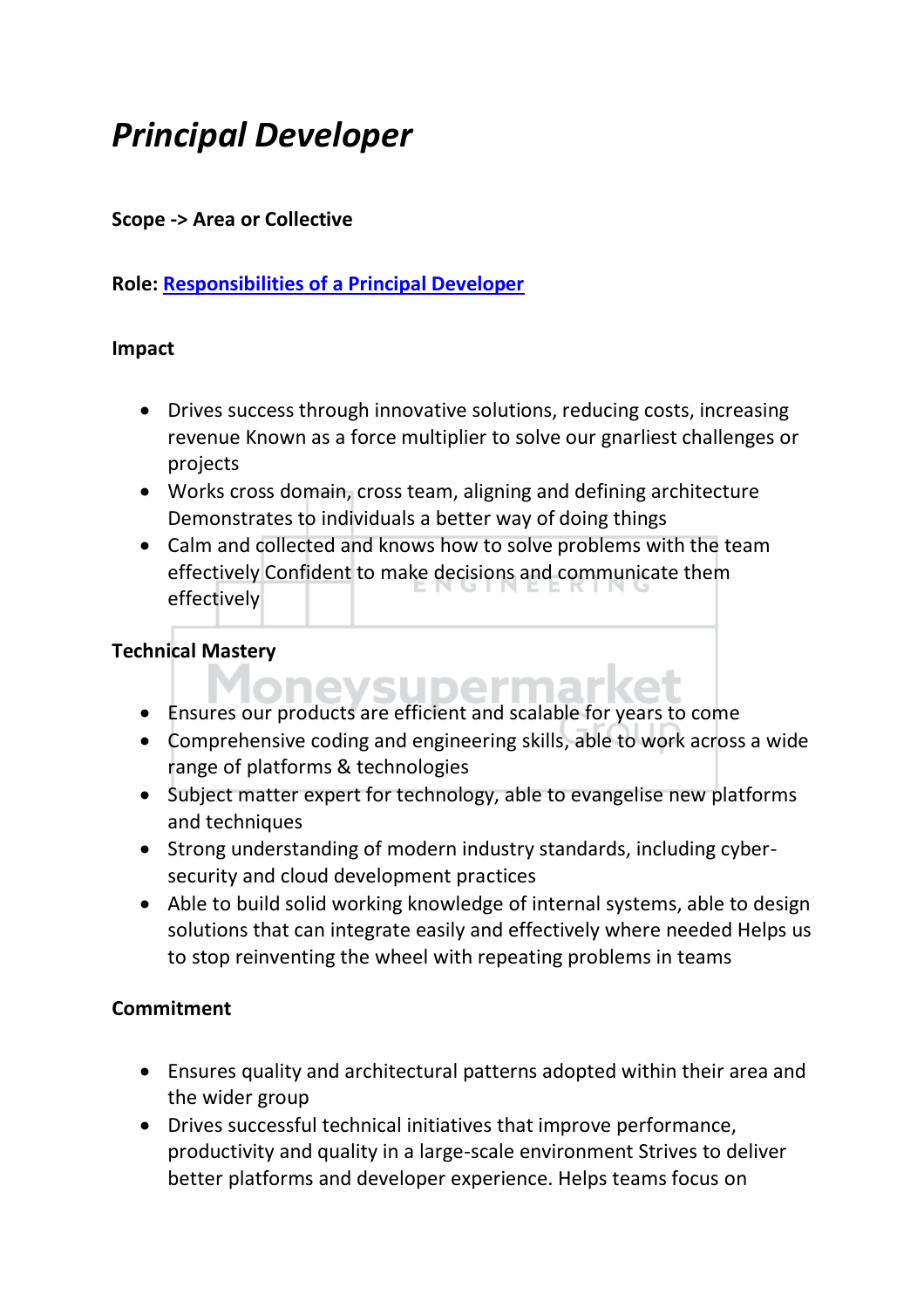# *Principal Developer*

**Scope -> Area or Collective**

**Role: [Responsibilities of a Principal Developer]()**

**Impact**

- Drives success through innovative solutions, reducing costs, increasing revenue Known as a force multiplier to solve our gnarliest challenges or projects
- Works cross domain, cross team, aligning and defining architecture Demonstrates to individuals a better way of doing things
- Calm and collected and knows how to solve problems with the team effectively Confident to make decisions and communicate them effectively

**Technical Mastery**

- Ensures our products are efficient and scalable for years to come
- Comprehensive coding and engineering skills, able to work across a wide range of platforms & technologies
- Subject matter expert for technology, able to evangelise new platforms and techniques
- Strong understanding of modern industry standards, including cyber-security and cloud development practices
- Able to build solid working knowledge of internal systems, able to design solutions that can integrate easily and effectively where needed Helps us to stop reinventing the wheel with repeating problems in teams

**Commitment**

- Ensures quality and architectural patterns adopted within their area and the wider group
- Drives successful technical initiatives that improve performance, productivity and quality in a large-scale environment Strives to deliver better platforms and developer experience. Helps teams focus on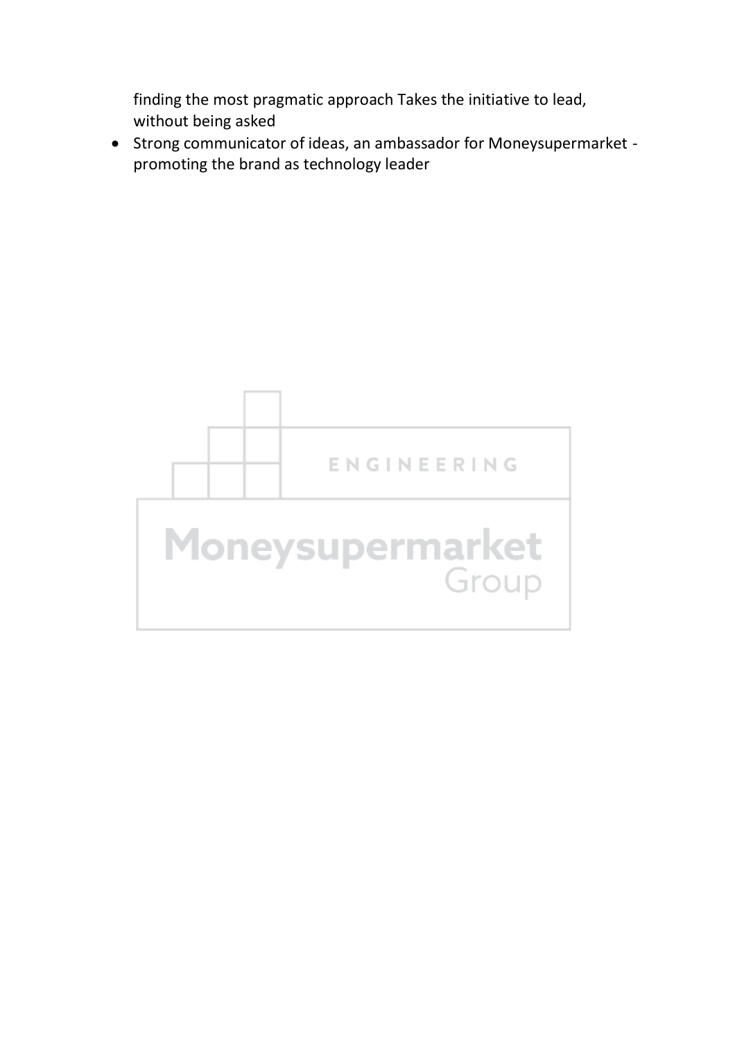finding the most pragmatic approach Takes the initiative to lead, without being asked
- Strong communicator of ideas, an ambassador for Moneysupermarket - promoting the brand as technology leader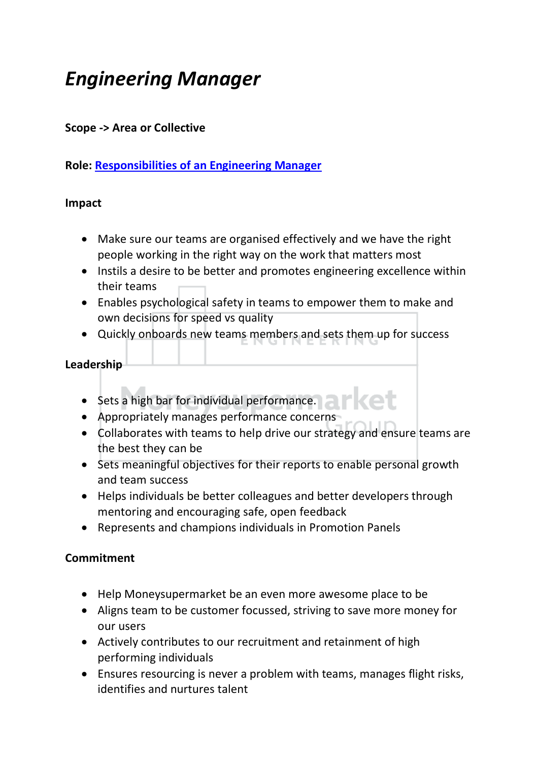# *Engineering Manager*

**Scope -> Area or Collective**

**Role: [Responsibilities of an Engineering Manager]()**

**Impact**

- Make sure our teams are organised effectively and we have the right people working in the right way on the work that matters most
- Instils a desire to be better and promotes engineering excellence within their teams
- Enables psychological safety in teams to empower them to make and own decisions for speed vs quality
- Quickly onboards new teams members and sets them up for success

**Leadership**

- Sets a high bar for individual performance.
- Appropriately manages performance concerns
- Collaborates with teams to help drive our strategy and ensure teams are the best they can be
- Sets meaningful objectives for their reports to enable personal growth and team success
- Helps individuals be better colleagues and better developers through mentoring and encouraging safe, open feedback
- Represents and champions individuals in Promotion Panels

**Commitment**

- Help Moneysupermarket be an even more awesome place to be
- Aligns team to be customer focussed, striving to save more money for our users
- Actively contributes to our recruitment and retainment of high performing individuals
- Ensures resourcing is never a problem with teams, manages flight risks, identifies and nurtures talent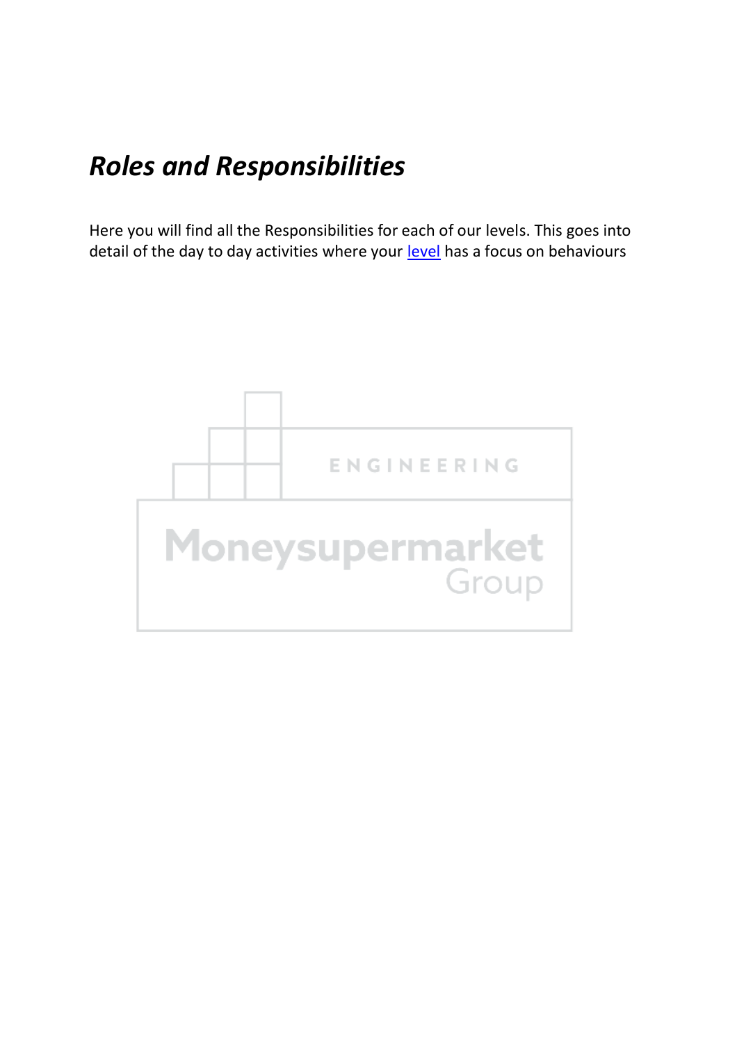# *Roles and Responsibilities*

Here you will find all the Responsibilities for each of our levels. This goes into detail of the day to day activities where your level has a focus on behaviours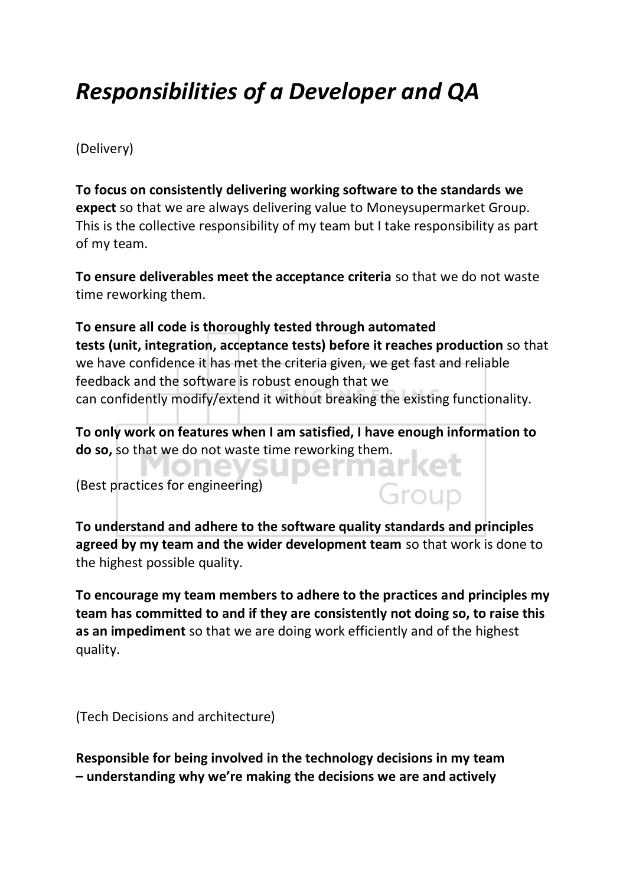# *Responsibilities of a Developer and QA*

(Delivery)

**To focus on consistently delivering working software to the standards we expect** so that we are always delivering value to Moneysupermarket Group. This is the collective responsibility of my team but I take responsibility as part of my team.

**To ensure deliverables meet the acceptance criteria** so that we do not waste time reworking them.

**To ensure all code is thoroughly tested through automated tests (unit, integration, acceptance tests) before it reaches production** so that we have confidence it has met the criteria given, we get fast and reliable feedback and the software is robust enough that we can confidently modify/extend it without breaking the existing functionality.

**To only work on features when I am satisfied, I have enough information to do so,** so that we do not waste time reworking them.

(Best practices for engineering)

**To understand and adhere to the software quality standards and principles agreed by my team and the wider development team** so that work is done to the highest possible quality.

**To encourage my team members to adhere to the practices and principles my team has committed to and if they are consistently not doing so, to raise this as an impediment** so that we are doing work efficiently and of the highest quality.

(Tech Decisions and architecture)

**Responsible for being involved in the technology decisions in my team – understanding why we're making the decisions we are and actively**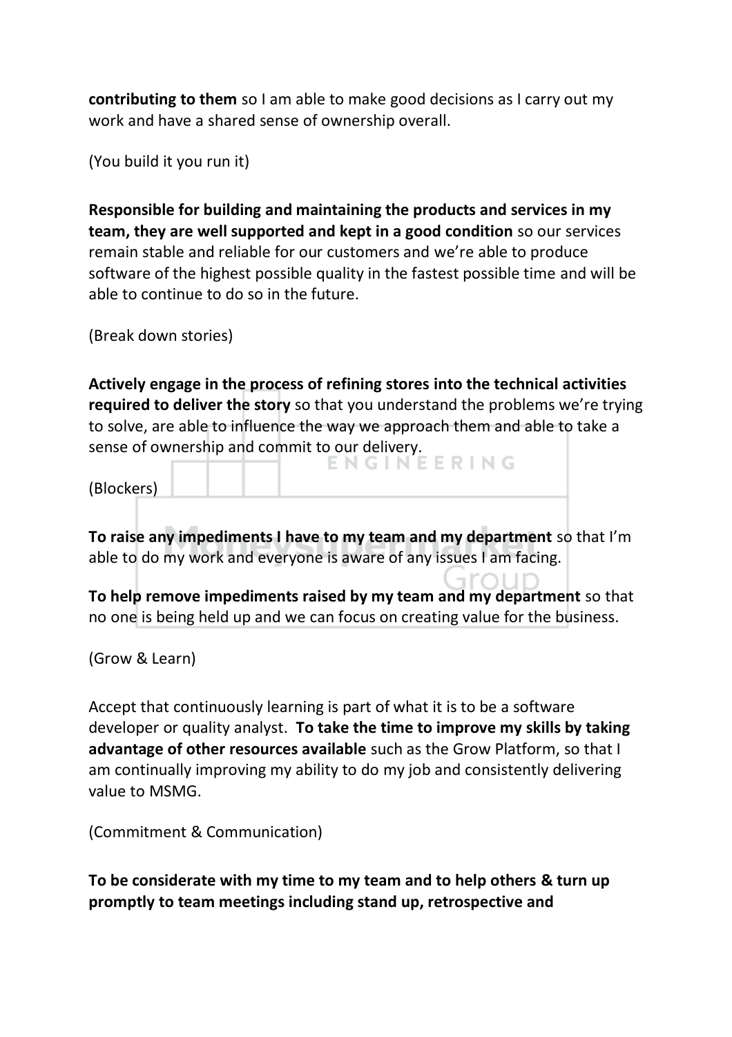**contributing to them** so I am able to make good decisions as I carry out my work and have a shared sense of ownership overall.

(You build it you run it)

**Responsible for building and maintaining the products and services in my team, they are well supported and kept in a good condition** so our services remain stable and reliable for our customers and we're able to produce software of the highest possible quality in the fastest possible time and will be able to continue to do so in the future.

(Break down stories)

**Actively engage in the process of refining stores into the technical activities required to deliver the story** so that you understand the problems we're trying to solve, are able to influence the way we approach them and able to take a sense of ownership and commit to our delivery.

(Blockers)

**To raise any impediments I have to my team and my department** so that I'm able to do my work and everyone is aware of any issues I am facing.

**To help remove impediments raised by my team and my department** so that no one is being held up and we can focus on creating value for the business.

(Grow & Learn)

Accept that continuously learning is part of what it is to be a software developer or quality analyst. **To take the time to improve my skills by taking advantage of other resources available** such as the Grow Platform, so that I am continually improving my ability to do my job and consistently delivering value to MSMG.

(Commitment & Communication)

**To be considerate with my time to my team and to help others & turn up promptly to team meetings including stand up, retrospective and**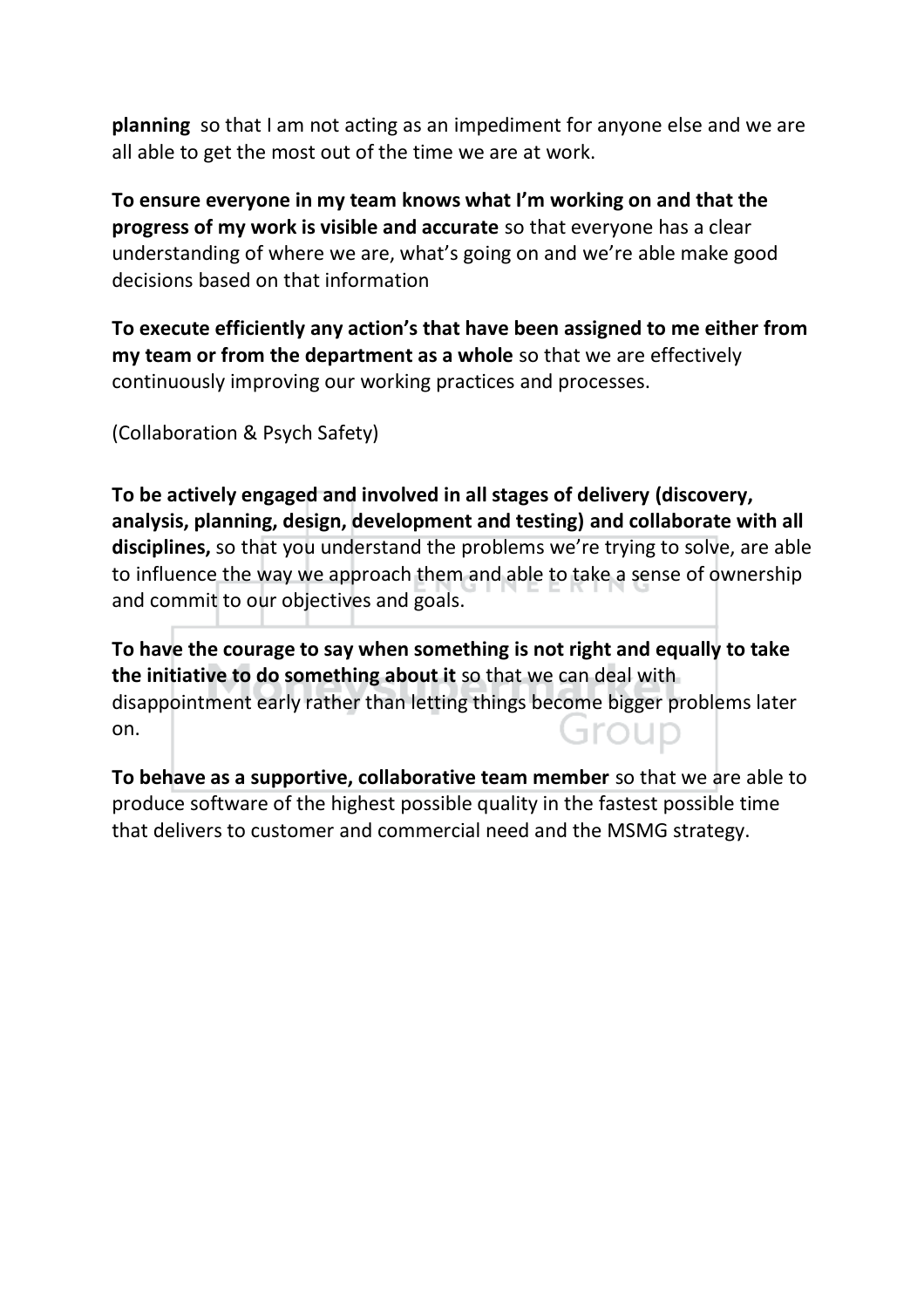**planning** so that I am not acting as an impediment for anyone else and we are all able to get the most out of the time we are at work.

**To ensure everyone in my team knows what I'm working on and that the progress of my work is visible and accurate** so that everyone has a clear understanding of where we are, what's going on and we're able make good decisions based on that information

**To execute efficiently any action's that have been assigned to me either from my team or from the department as a whole** so that we are effectively continuously improving our working practices and processes.

(Collaboration & Psych Safety)

**To be actively engaged and involved in all stages of delivery (discovery, analysis, planning, design, development and testing) and collaborate with all disciplines,** so that you understand the problems we're trying to solve, are able to influence the way we approach them and able to take a sense of ownership and commit to our objectives and goals.

**To have the courage to say when something is not right and equally to take the initiative to do something about it** so that we can deal with disappointment early rather than letting things become bigger problems later on.

**To behave as a supportive, collaborative team member** so that we are able to produce software of the highest possible quality in the fastest possible time that delivers to customer and commercial need and the MSMG strategy.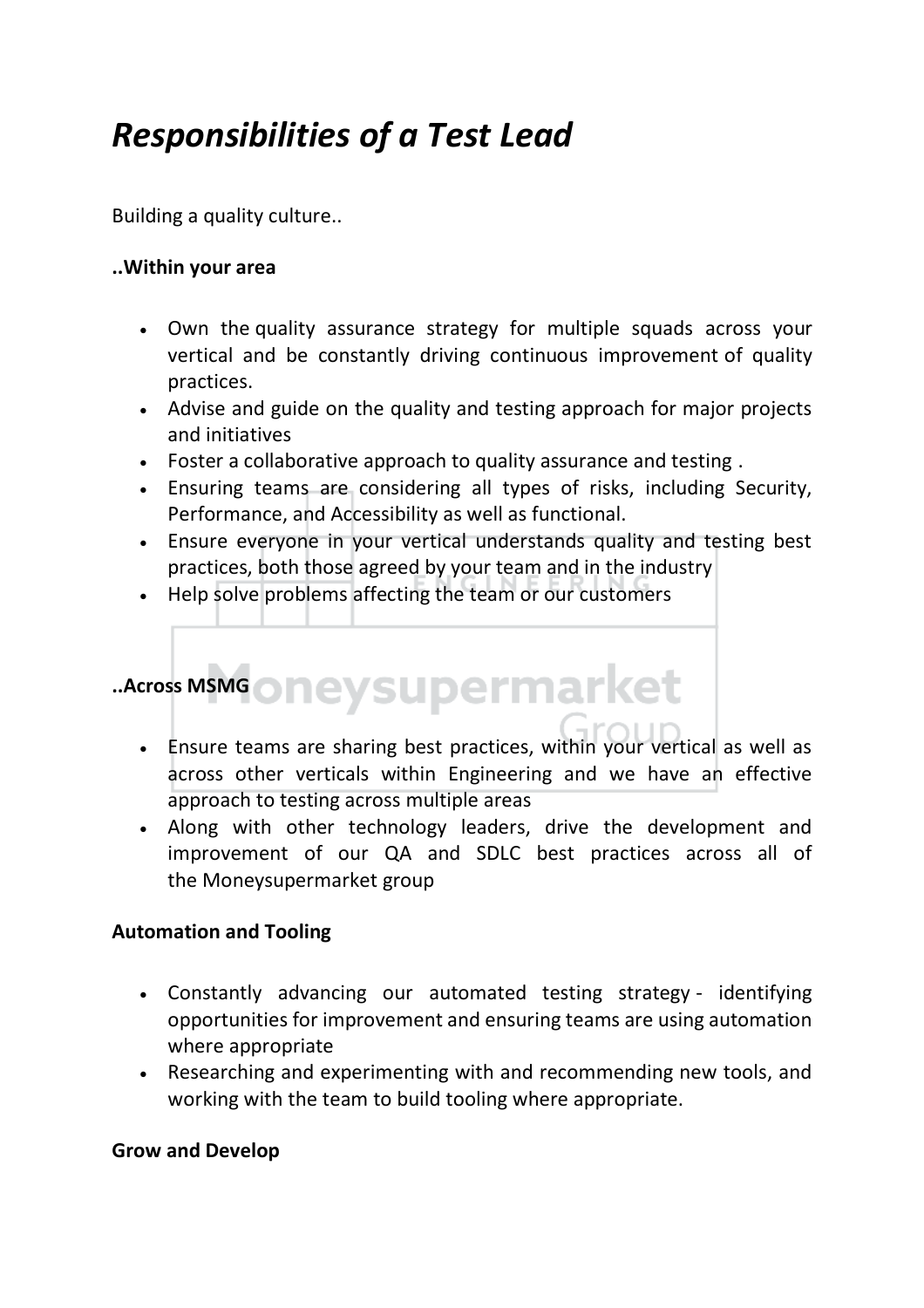# *Responsibilities of a Test Lead*

Building a quality culture..

**..Within your area**

- Own the quality assurance strategy for multiple squads across your vertical and be constantly driving continuous improvement of quality practices.
- Advise and guide on the quality and testing approach for major projects and initiatives
- Foster a collaborative approach to quality assurance and testing .
- Ensuring teams are considering all types of risks, including Security, Performance, and Accessibility as well as functional.
- Ensure everyone in your vertical understands quality and testing best practices, both those agreed by your team and in the industry
- Help solve problems affecting the team or our customers

**..Across MSMG**

- Ensure teams are sharing best practices, within your vertical as well as across other verticals within Engineering and we have an effective approach to testing across multiple areas
- Along with other technology leaders, drive the development and improvement of our QA and SDLC best practices across all of the Moneysupermarket group

**Automation and Tooling**

- Constantly advancing our automated testing strategy - identifying opportunities for improvement and ensuring teams are using automation where appropriate
- Researching and experimenting with and recommending new tools, and working with the team to build tooling where appropriate.

**Grow and Develop**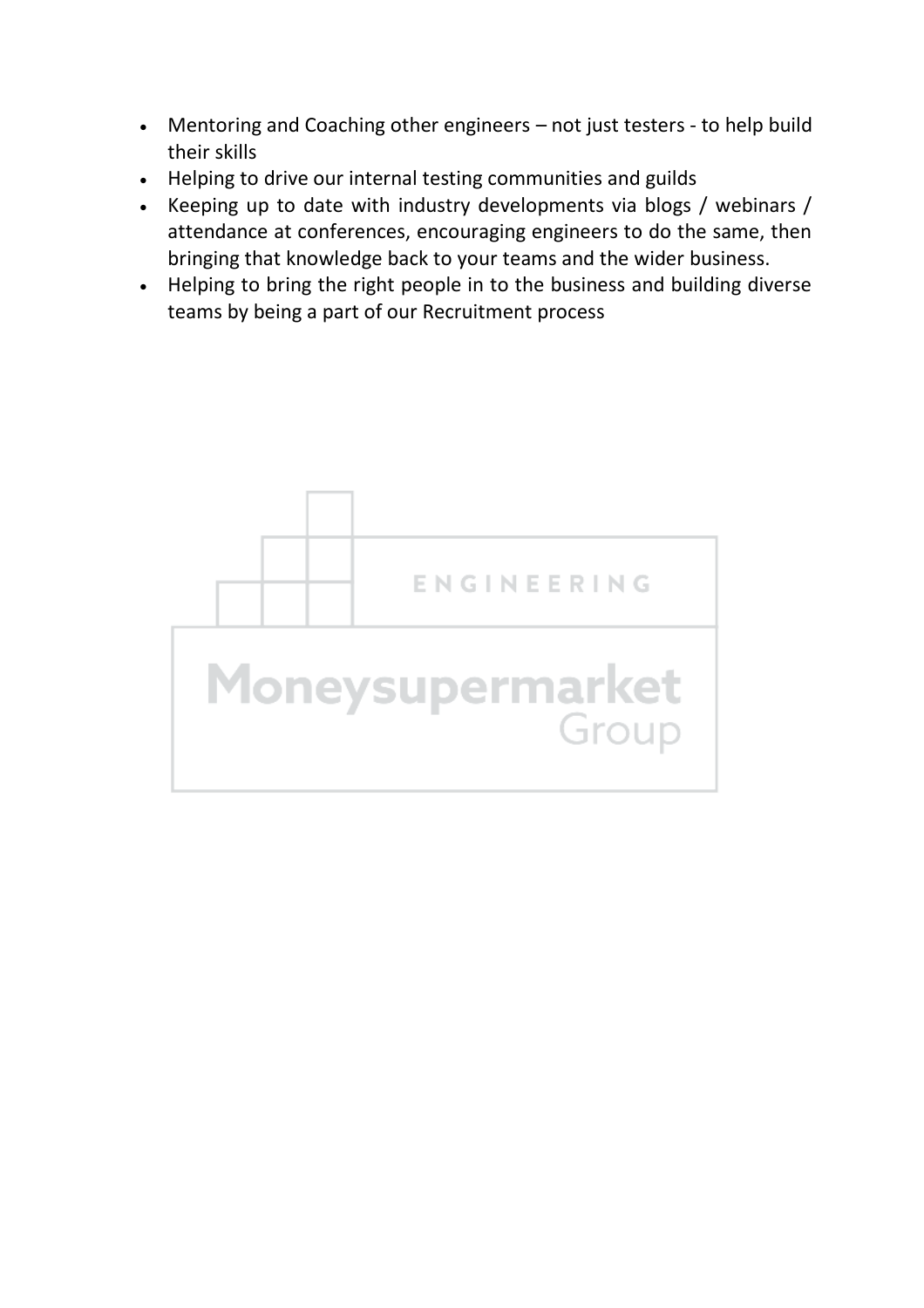- Mentoring and Coaching other engineers – not just testers - to help build their skills
- Helping to drive our internal testing communities and guilds
- Keeping up to date with industry developments via blogs / webinars / attendance at conferences, encouraging engineers to do the same, then bringing that knowledge back to your teams and the wider business.
- Helping to bring the right people in to the business and building diverse teams by being a part of our Recruitment process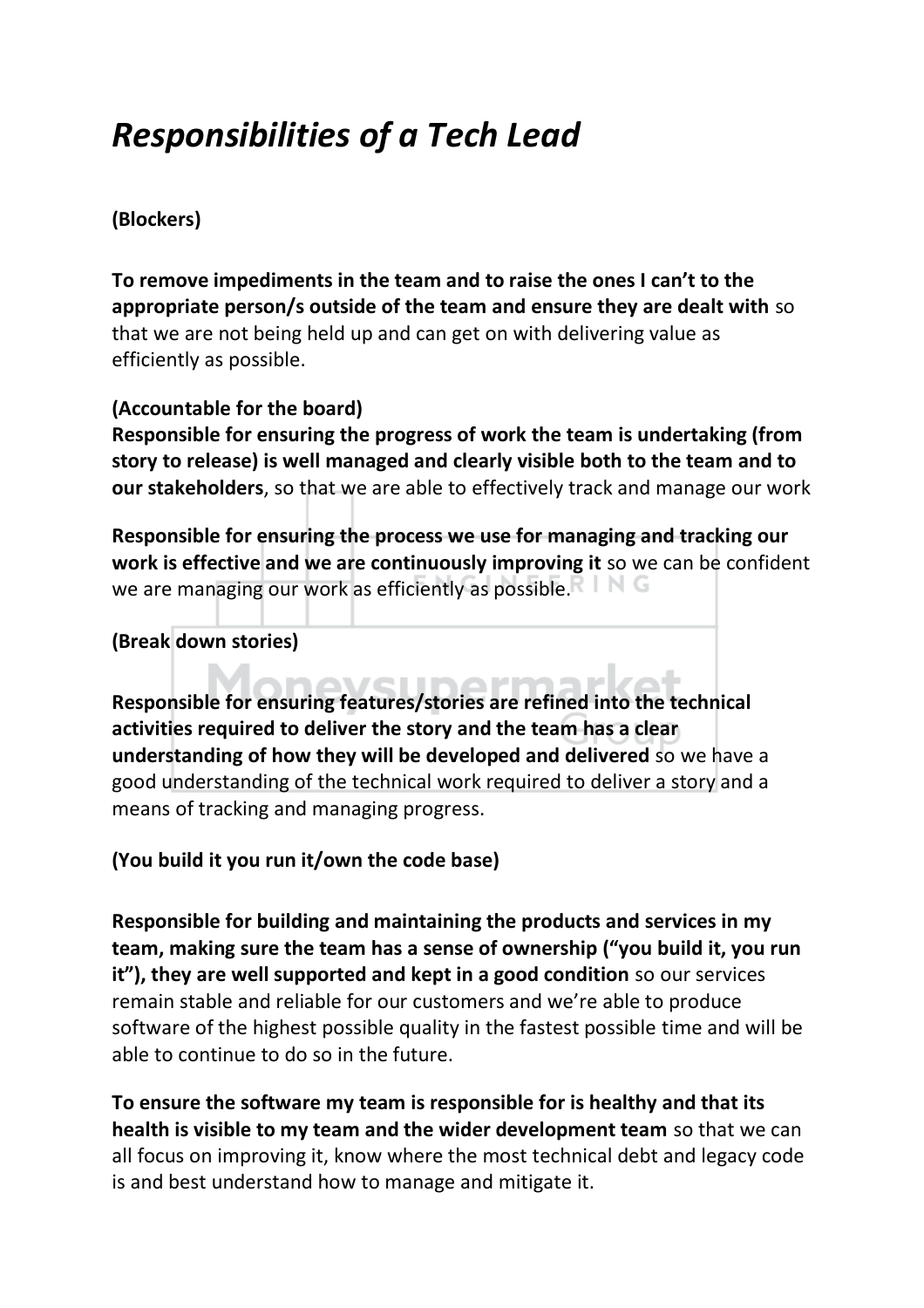# *Responsibilities of a Tech Lead*

**(Blockers)**

**To remove impediments in the team and to raise the ones I can't to the appropriate person/s outside of the team and ensure they are dealt with** so that we are not being held up and can get on with delivering value as efficiently as possible.

**(Accountable for the board)**

**Responsible for ensuring the progress of work the team is undertaking (from story to release) is well managed and clearly visible both to the team and to our stakeholders**, so that we are able to effectively track and manage our work

**Responsible for ensuring the process we use for managing and tracking our work is effective and we are continuously improving it** so we can be confident we are managing our work as efficiently as possible.

**(Break down stories)**

**Responsible for ensuring features/stories are refined into the technical activities required to deliver the story and the team has a clear understanding of how they will be developed and delivered** so we have a good understanding of the technical work required to deliver a story and a means of tracking and managing progress.

**(You build it you run it/own the code base)**

**Responsible for building and maintaining the products and services in my team, making sure the team has a sense of ownership ("you build it, you run it"), they are well supported and kept in a good condition** so our services remain stable and reliable for our customers and we're able to produce software of the highest possible quality in the fastest possible time and will be able to continue to do so in the future.

**To ensure the software my team is responsible for is healthy and that its health is visible to my team and the wider development team** so that we can all focus on improving it, know where the most technical debt and legacy code is and best understand how to manage and mitigate it.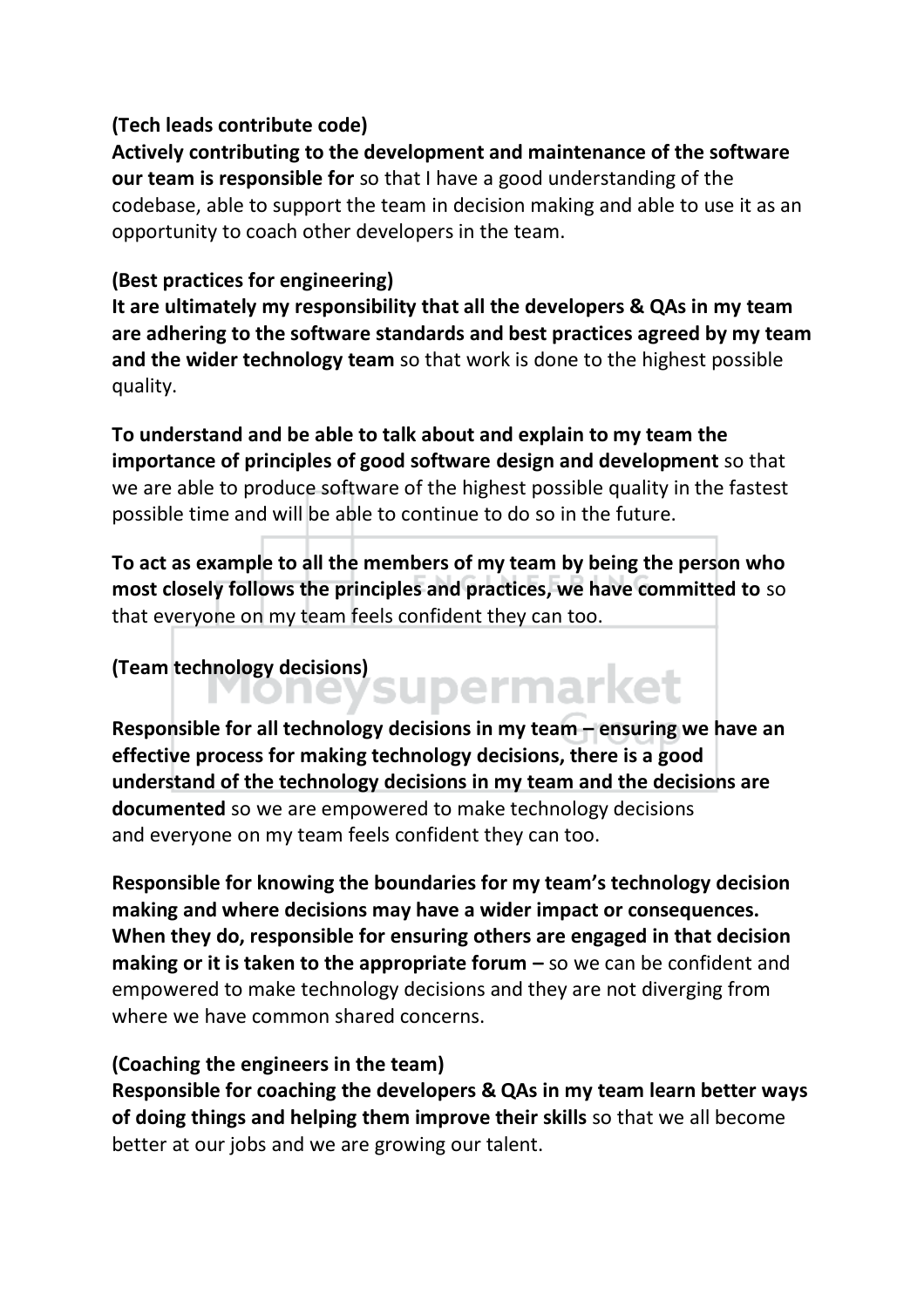**(Tech leads contribute code)**
**Actively contributing to the development and maintenance of the software our team is responsible for** so that I have a good understanding of the codebase, able to support the team in decision making and able to use it as an opportunity to coach other developers in the team.

**(Best practices for engineering)**
**It are ultimately my responsibility that all the developers & QAs in my team are adhering to the software standards and best practices agreed by my team and the wider technology team** so that work is done to the highest possible quality.

**To understand and be able to talk about and explain to my team the importance of principles of good software design and development** so that we are able to produce software of the highest possible quality in the fastest possible time and will be able to continue to do so in the future.

**To act as example to all the members of my team by being the person who most closely follows the principles and practices, we have committed to** so that everyone on my team feels confident they can too.

**(Team technology decisions)**

**Responsible for all technology decisions in my team – ensuring we have an effective process for making technology decisions, there is a good understand of the technology decisions in my team and the decisions are documented** so we are empowered to make technology decisions and everyone on my team feels confident they can too.

**Responsible for knowing the boundaries for my team's technology decision making and where decisions may have a wider impact or consequences. When they do, responsible for ensuring others are engaged in that decision making or it is taken to the appropriate forum –** so we can be confident and empowered to make technology decisions and they are not diverging from where we have common shared concerns.

**(Coaching the engineers in the team)**
**Responsible for coaching the developers & QAs in my team learn better ways of doing things and helping them improve their skills** so that we all become better at our jobs and we are growing our talent.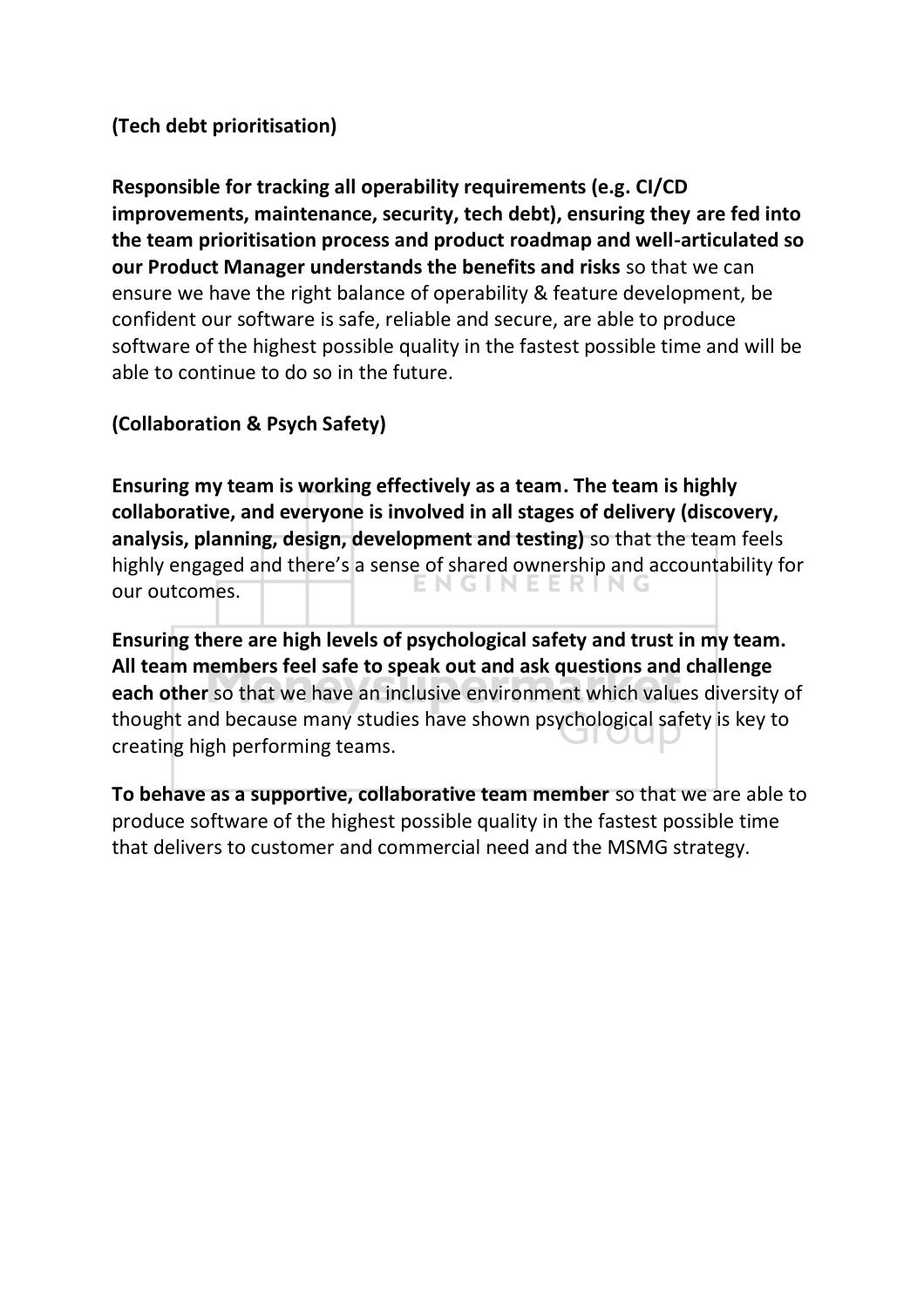**(Tech debt prioritisation)**

**Responsible for tracking all operability requirements (e.g. CI/CD improvements, maintenance, security, tech debt), ensuring they are fed into the team prioritisation process and product roadmap and well-articulated so our Product Manager understands the benefits and risks** so that we can ensure we have the right balance of operability & feature development, be confident our software is safe, reliable and secure, are able to produce software of the highest possible quality in the fastest possible time and will be able to continue to do so in the future.

**(Collaboration & Psych Safety)**

**Ensuring my team is working effectively as a team. The team is highly collaborative, and everyone is involved in all stages of delivery (discovery, analysis, planning, design, development and testing)** so that the team feels highly engaged and there's a sense of shared ownership and accountability for our outcomes.

**Ensuring there are high levels of psychological safety and trust in my team. All team members feel safe to speak out and ask questions and challenge each other** so that we have an inclusive environment which values diversity of thought and because many studies have shown psychological safety is key to creating high performing teams.

**To behave as a supportive, collaborative team member** so that we are able to produce software of the highest possible quality in the fastest possible time that delivers to customer and commercial need and the MSMG strategy.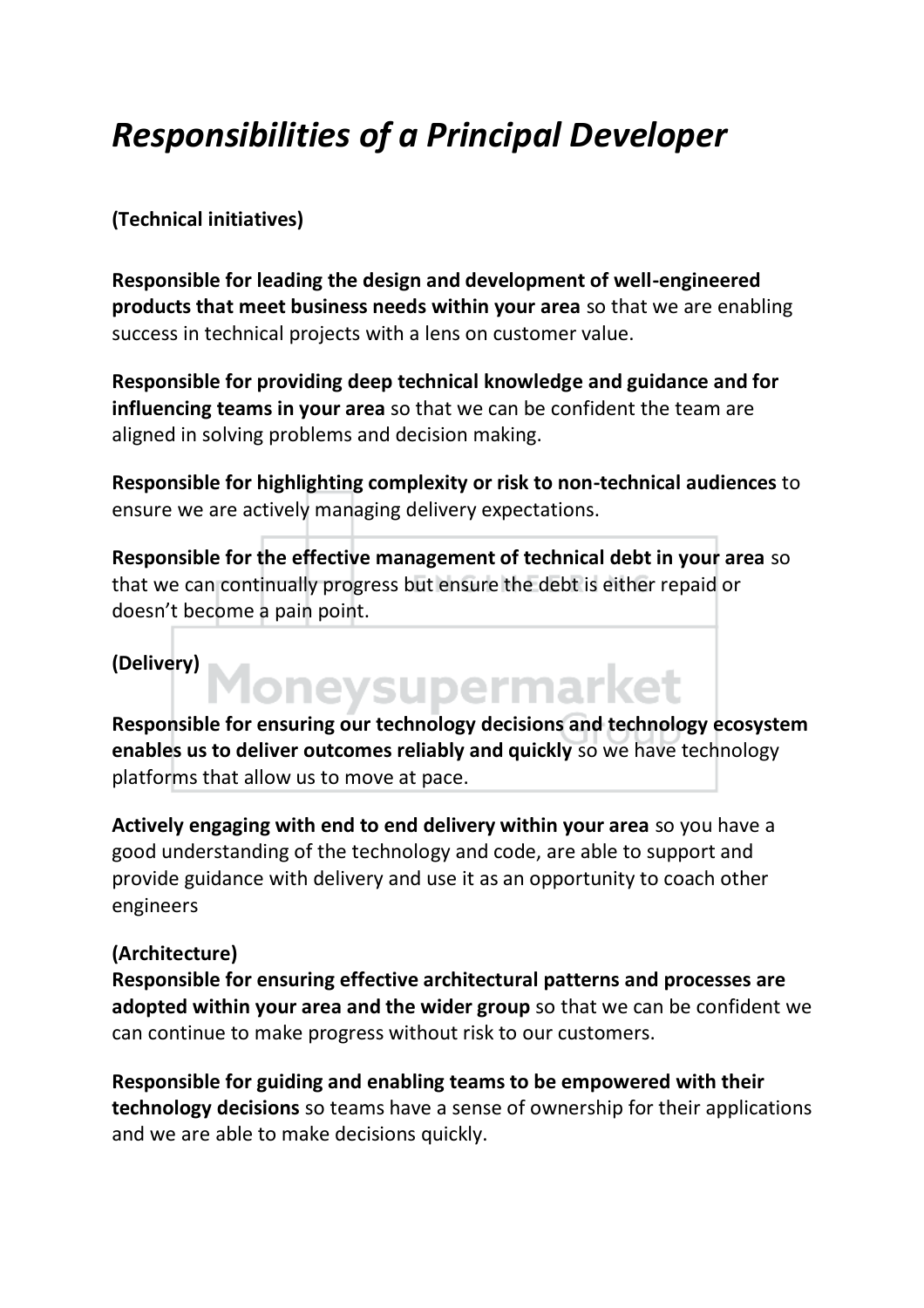# *Responsibilities of a Principal Developer*

**(Technical initiatives)**

**Responsible for leading the design and development of well-engineered products that meet business needs within your area** so that we are enabling success in technical projects with a lens on customer value.

**Responsible for providing deep technical knowledge and guidance and for influencing teams in your area** so that we can be confident the team are aligned in solving problems and decision making.

**Responsible for highlighting complexity or risk to non-technical audiences** to ensure we are actively managing delivery expectations.

**Responsible for the effective management of technical debt in your area** so that we can continually progress but ensure the debt is either repaid or doesn't become a pain point.

**(Delivery)**

**Responsible for ensuring our technology decisions and technology ecosystem enables us to deliver outcomes reliably and quickly** so we have technology platforms that allow us to move at pace.

**Actively engaging with end to end delivery within your area** so you have a good understanding of the technology and code, are able to support and provide guidance with delivery and use it as an opportunity to coach other engineers

**(Architecture)**

**Responsible for ensuring effective architectural patterns and processes are adopted within your area and the wider group** so that we can be confident we can continue to make progress without risk to our customers.

**Responsible for guiding and enabling teams to be empowered with their technology decisions** so teams have a sense of ownership for their applications and we are able to make decisions quickly.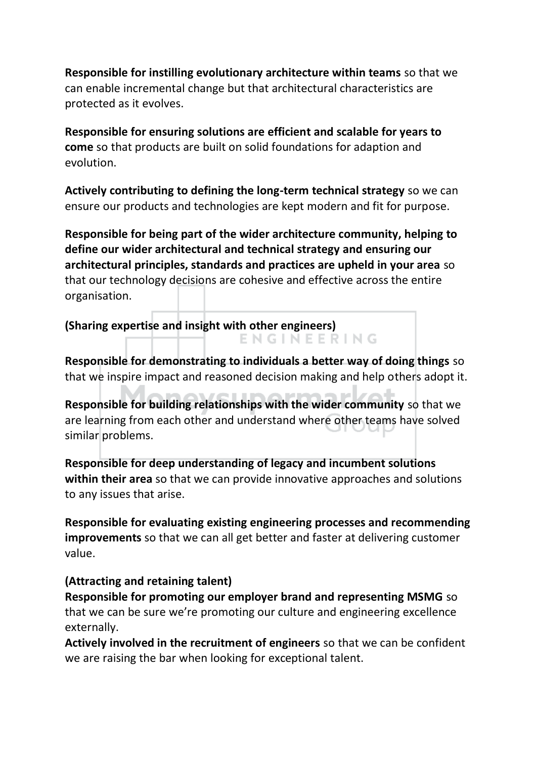**Responsible for instilling evolutionary architecture within teams** so that we can enable incremental change but that architectural characteristics are protected as it evolves.

**Responsible for ensuring solutions are efficient and scalable for years to come** so that products are built on solid foundations for adaption and evolution.

**Actively contributing to defining the long-term technical strategy** so we can ensure our products and technologies are kept modern and fit for purpose.

**Responsible for being part of the wider architecture community, helping to define our wider architectural and technical strategy and ensuring our architectural principles, standards and practices are upheld in your area** so that our technology decisions are cohesive and effective across the entire organisation.

**(Sharing expertise and insight with other engineers)**

**Responsible for demonstrating to individuals a better way of doing things** so that we inspire impact and reasoned decision making and help others adopt it.

**Responsible for building relationships with the wider community** so that we are learning from each other and understand where other teams have solved similar problems.

**Responsible for deep understanding of legacy and incumbent solutions within their area** so that we can provide innovative approaches and solutions to any issues that arise.

**Responsible for evaluating existing engineering processes and recommending improvements** so that we can all get better and faster at delivering customer value.

**(Attracting and retaining talent)**

**Responsible for promoting our employer brand and representing MSMG** so that we can be sure we're promoting our culture and engineering excellence externally.

**Actively involved in the recruitment of engineers** so that we can be confident we are raising the bar when looking for exceptional talent.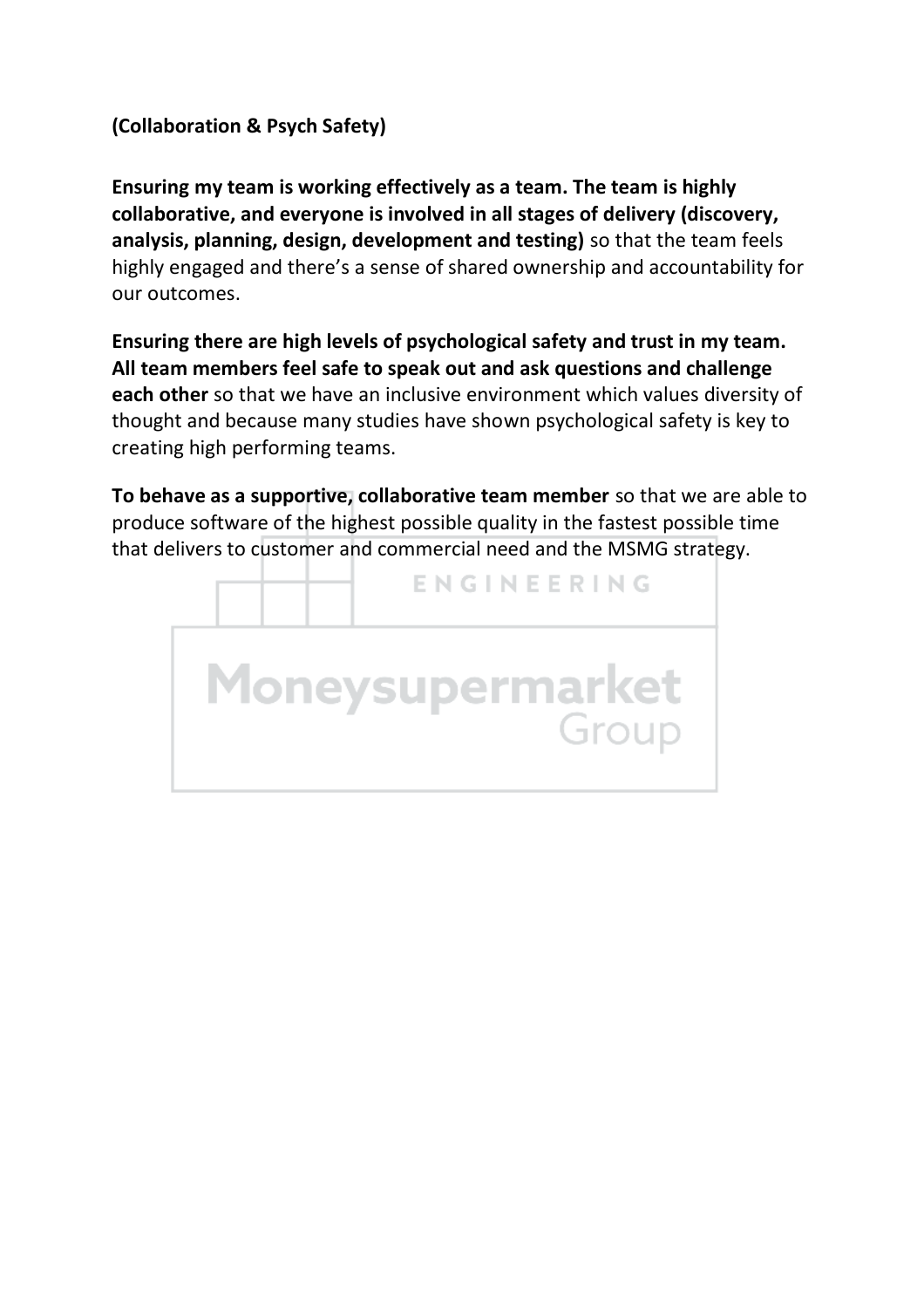**(Collaboration & Psych Safety)**

**Ensuring my team is working effectively as a team. The team is highly collaborative, and everyone is involved in all stages of delivery (discovery, analysis, planning, design, development and testing)** so that the team feels highly engaged and there's a sense of shared ownership and accountability for our outcomes.

**Ensuring there are high levels of psychological safety and trust in my team. All team members feel safe to speak out and ask questions and challenge each other** so that we have an inclusive environment which values diversity of thought and because many studies have shown psychological safety is key to creating high performing teams.

**To behave as a supportive, collaborative team member** so that we are able to produce software of the highest possible quality in the fastest possible time that delivers to customer and commercial need and the MSMG strategy.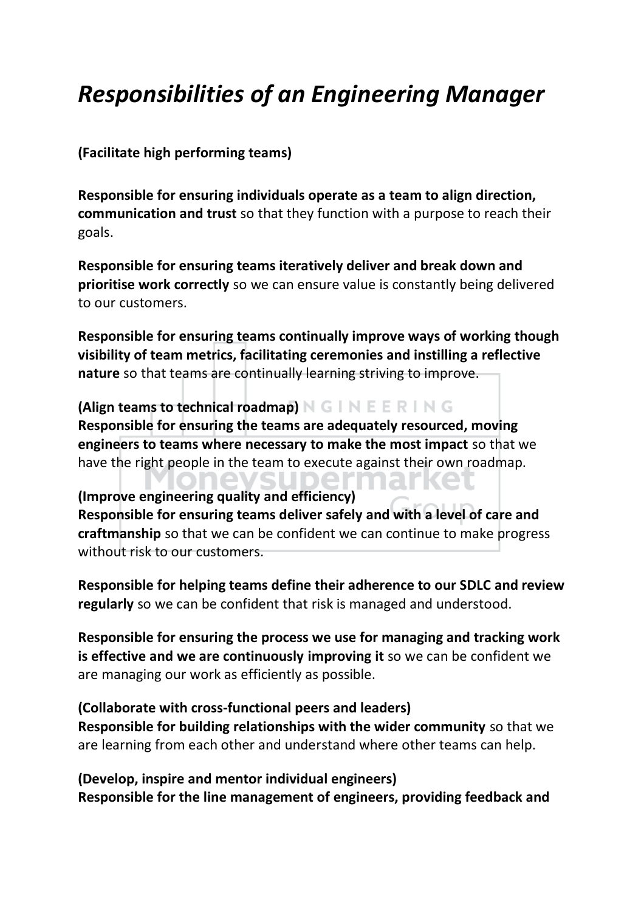# *Responsibilities of an Engineering Manager*

**(Facilitate high performing teams)**

**Responsible for ensuring individuals operate as a team to align direction, communication and trust** so that they function with a purpose to reach their goals.

**Responsible for ensuring teams iteratively deliver and break down and prioritise work correctly** so we can ensure value is constantly being delivered to our customers.

**Responsible for ensuring teams continually improve ways of working though visibility of team metrics, facilitating ceremonies and instilling a reflective nature** so that teams are continually learning striving to improve.

**(Align teams to technical roadmap)**
**Responsible for ensuring the teams are adequately resourced, moving engineers to teams where necessary to make the most impact** so that we have the right people in the team to execute against their own roadmap.

**(Improve engineering quality and efficiency)**
**Responsible for ensuring teams deliver safely and with a level of care and craftmanship** so that we can be confident we can continue to make progress without risk to our customers.

**Responsible for helping teams define their adherence to our SDLC and review regularly** so we can be confident that risk is managed and understood.

**Responsible for ensuring the process we use for managing and tracking work is effective and we are continuously improving it** so we can be confident we are managing our work as efficiently as possible.

**(Collaborate with cross-functional peers and leaders)**
**Responsible for building relationships with the wider community** so that we are learning from each other and understand where other teams can help.

**(Develop, inspire and mentor individual engineers)**
**Responsible for the line management of engineers, providing feedback and**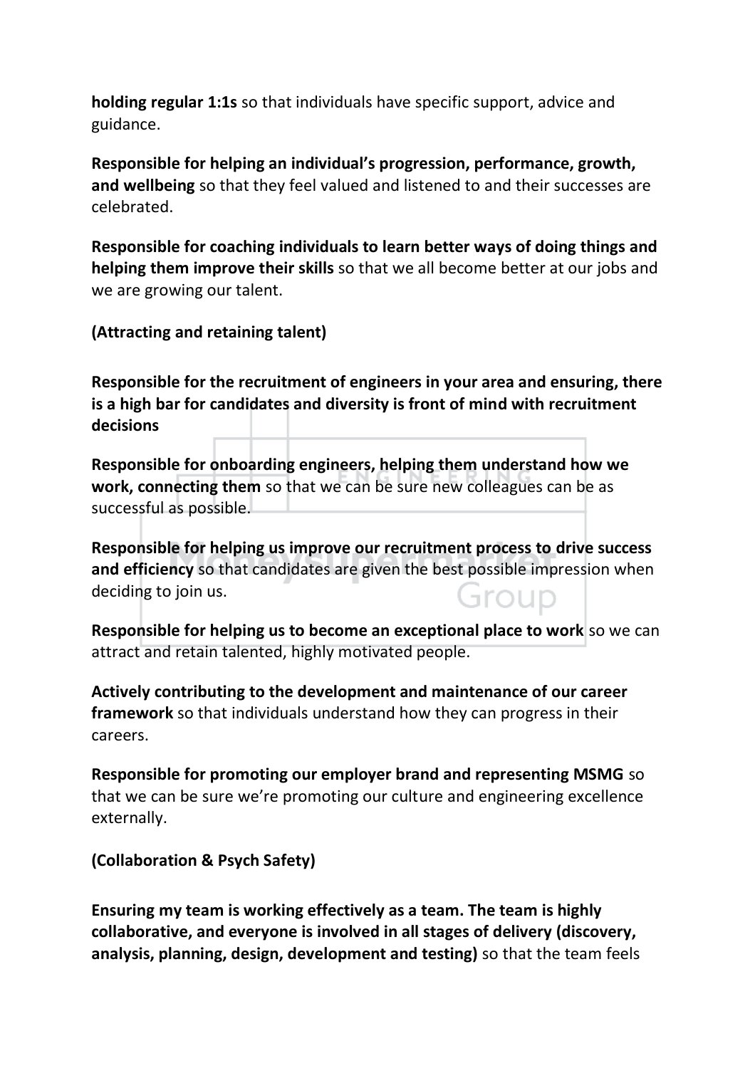**holding regular 1:1s** so that individuals have specific support, advice and guidance.

**Responsible for helping an individual's progression, performance, growth, and wellbeing** so that they feel valued and listened to and their successes are celebrated.

**Responsible for coaching individuals to learn better ways of doing things and helping them improve their skills** so that we all become better at our jobs and we are growing our talent.

**(Attracting and retaining talent)**

**Responsible for the recruitment of engineers in your area and ensuring, there is a high bar for candidates and diversity is front of mind with recruitment decisions**

**Responsible for onboarding engineers, helping them understand how we work, connecting them** so that we can be sure new colleagues can be as successful as possible.

**Responsible for helping us improve our recruitment process to drive success and efficiency** so that candidates are given the best possible impression when deciding to join us.

**Responsible for helping us to become an exceptional place to work** so we can attract and retain talented, highly motivated people.

**Actively contributing to the development and maintenance of our career framework** so that individuals understand how they can progress in their careers.

**Responsible for promoting our employer brand and representing MSMG** so that we can be sure we're promoting our culture and engineering excellence externally.

**(Collaboration & Psych Safety)**

**Ensuring my team is working effectively as a team. The team is highly collaborative, and everyone is involved in all stages of delivery (discovery, analysis, planning, design, development and testing)** so that the team feels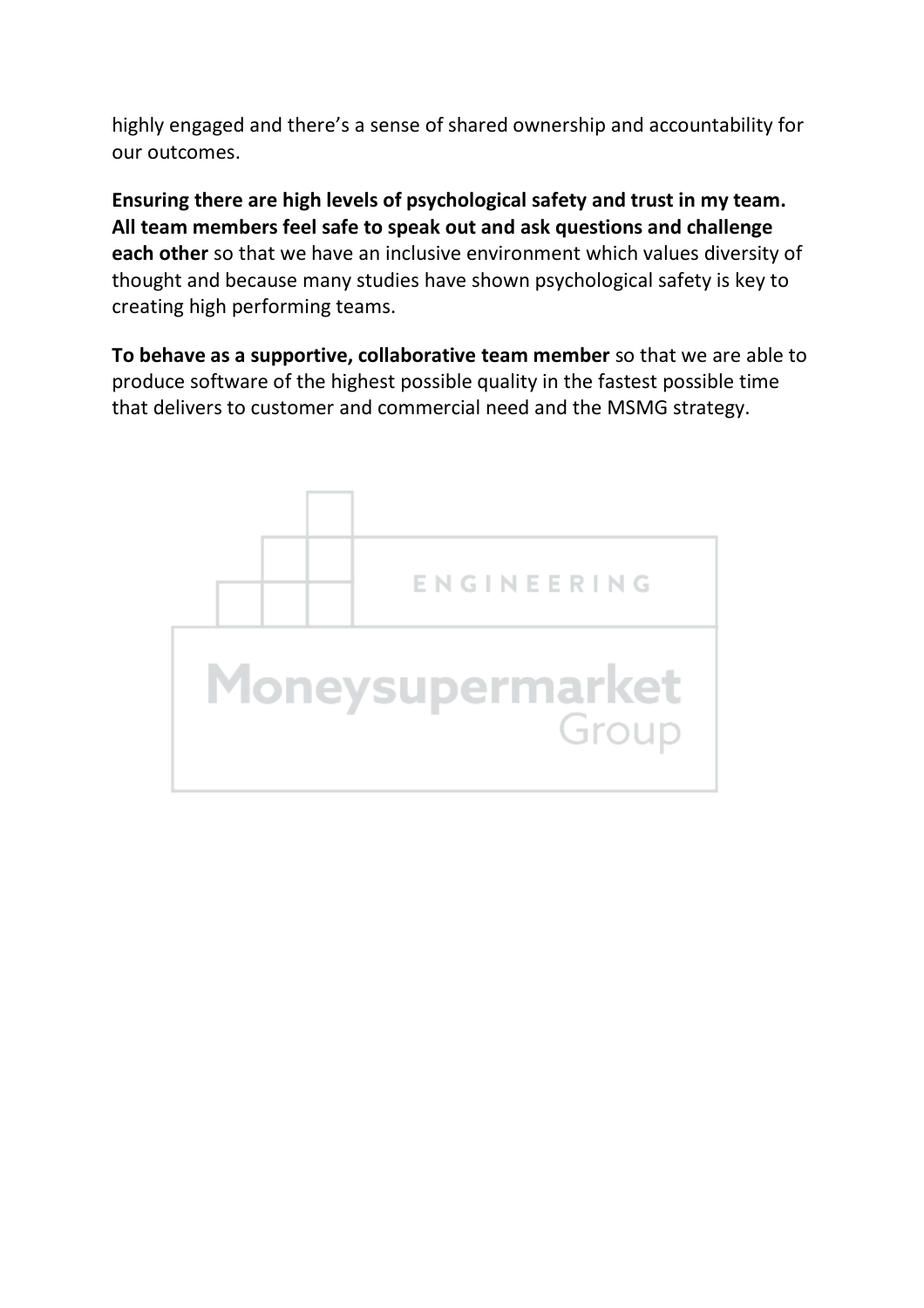highly engaged and there's a sense of shared ownership and accountability for our outcomes.

**Ensuring there are high levels of psychological safety and trust in my team. All team members feel safe to speak out and ask questions and challenge each other** so that we have an inclusive environment which values diversity of thought and because many studies have shown psychological safety is key to creating high performing teams.

**To behave as a supportive, collaborative team member** so that we are able to produce software of the highest possible quality in the fastest possible time that delivers to customer and commercial need and the MSMG strategy.

ENGINEERING

Moneysupermarket
Group